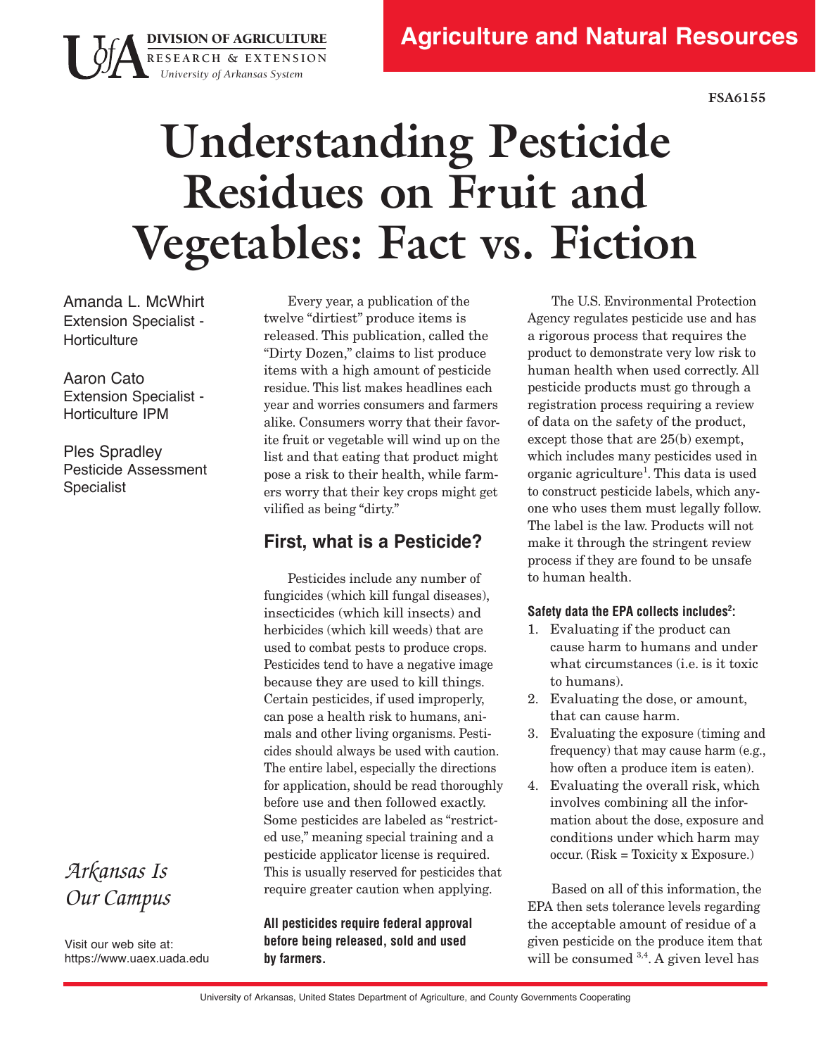DIVISION OF AGRICULTURE
RESEARCH & EXTENSION
University of Arkansas System

Agriculture and Natural Resources

FSA6155

# Understanding Pesticide Residues on Fruit and Vegetables: Fact vs. Fiction

Amanda L. McWhirt
Extension Specialist - Horticulture

Aaron Cato
Extension Specialist - Horticulture IPM

Ples Spradley
Pesticide Assessment Specialist

Every year, a publication of the twelve "dirtiest" produce items is released. This publication, called the "Dirty Dozen," claims to list produce items with a high amount of pesticide residue. This list makes headlines each year and worries consumers and farmers alike. Consumers worry that their favorite fruit or vegetable will wind up on the list and that eating that product might pose a risk to their health, while farmers worry that their key crops might get vilified as being "dirty."

## First, what is a Pesticide?

Pesticides include any number of fungicides (which kill fungal diseases), insecticides (which kill insects) and herbicides (which kill weeds) that are used to combat pests to produce crops. Pesticides tend to have a negative image because they are used to kill things. Certain pesticides, if used improperly, can pose a health risk to humans, animals and other living organisms. Pesticides should always be used with caution. The entire label, especially the directions for application, should be read thoroughly before use and then followed exactly. Some pesticides are labeled as "restricted use," meaning special training and a pesticide applicator license is required. This is usually reserved for pesticides that require greater caution when applying.

**All pesticides require federal approval before being released, sold and used by farmers.**

The U.S. Environmental Protection Agency regulates pesticide use and has a rigorous process that requires the product to demonstrate very low risk to human health when used correctly. All pesticide products must go through a registration process requiring a review of data on the safety of the product, except those that are 25(b) exempt, which includes many pesticides used in organic agriculture[1]. This data is used to construct pesticide labels, which anyone who uses them must legally follow. The label is the law. Products will not make it through the stringent review process if they are found to be unsafe to human health.

**Safety data the EPA collects includes[2]:**

1. Evaluating if the product can cause harm to humans and under what circumstances (i.e. is it toxic to humans).
2. Evaluating the dose, or amount, that can cause harm.
3. Evaluating the exposure (timing and frequency) that may cause harm (e.g., how often a produce item is eaten).
4. Evaluating the overall risk, which involves combining all the information about the dose, exposure and conditions under which harm may occur. (Risk = Toxicity x Exposure.)

Based on all of this information, the EPA then sets tolerance levels regarding the acceptable amount of residue of a given pesticide on the produce item that will be consumed [3,4]. A given level has

*Arkansas Is Our Campus*

Visit our web site at:
https://www.uaex.uada.edu

University of Arkansas, United States Department of Agriculture, and County Governments Cooperating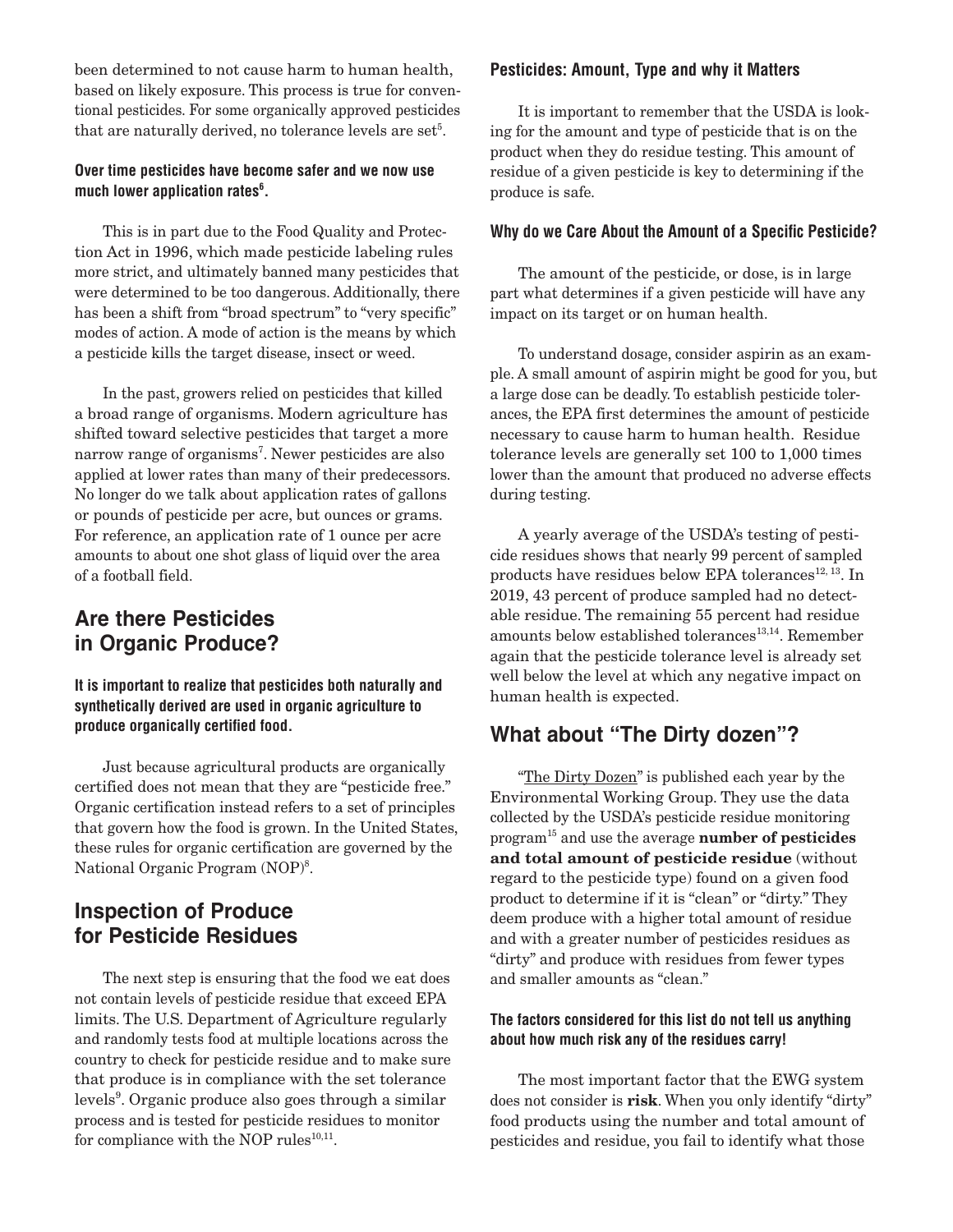been determined to not cause harm to human health, based on likely exposure. This process is true for conventional pesticides. For some organically approved pesticides that are naturally derived, no tolerance levels are set[5].

#### Over time pesticides have become safer and we now use much lower application rates[6].

This is in part due to the Food Quality and Protection Act in 1996, which made pesticide labeling rules more strict, and ultimately banned many pesticides that were determined to be too dangerous. Additionally, there has been a shift from "broad spectrum" to "very specific" modes of action. A mode of action is the means by which a pesticide kills the target disease, insect or weed.

In the past, growers relied on pesticides that killed a broad range of organisms. Modern agriculture has shifted toward selective pesticides that target a more narrow range of organisms[7]. Newer pesticides are also applied at lower rates than many of their predecessors. No longer do we talk about application rates of gallons or pounds of pesticide per acre, but ounces or grams. For reference, an application rate of 1 ounce per acre amounts to about one shot glass of liquid over the area of a football field.

## Are there Pesticides in Organic Produce?

#### It is important to realize that pesticides both naturally and synthetically derived are used in organic agriculture to produce organically certified food.

Just because agricultural products are organically certified does not mean that they are "pesticide free." Organic certification instead refers to a set of principles that govern how the food is grown. In the United States, these rules for organic certification are governed by the National Organic Program (NOP)[8].

## Inspection of Produce for Pesticide Residues

The next step is ensuring that the food we eat does not contain levels of pesticide residue that exceed EPA limits. The U.S. Department of Agriculture regularly and randomly tests food at multiple locations across the country to check for pesticide residue and to make sure that produce is in compliance with the set tolerance levels[9]. Organic produce also goes through a similar process and is tested for pesticide residues to monitor for compliance with the NOP rules[10,11].

#### Pesticides: Amount, Type and why it Matters

It is important to remember that the USDA is looking for the amount and type of pesticide that is on the product when they do residue testing. This amount of residue of a given pesticide is key to determining if the produce is safe.

#### Why do we Care About the Amount of a Specific Pesticide?

The amount of the pesticide, or dose, is in large part what determines if a given pesticide will have any impact on its target or on human health.

To understand dosage, consider aspirin as an example. A small amount of aspirin might be good for you, but a large dose can be deadly. To establish pesticide tolerances, the EPA first determines the amount of pesticide necessary to cause harm to human health. Residue tolerance levels are generally set 100 to 1,000 times lower than the amount that produced no adverse effects during testing.

A yearly average of the USDA's testing of pesticide residues shows that nearly 99 percent of sampled products have residues below EPA tolerances[12, 13]. In 2019, 43 percent of produce sampled had no detectable residue. The remaining 55 percent had residue amounts below established tolerances[13,14]. Remember again that the pesticide tolerance level is already set well below the level at which any negative impact on human health is expected.

## What about "The Dirty dozen"?

"The Dirty Dozen" is published each year by the Environmental Working Group. They use the data collected by the USDA's pesticide residue monitoring program[15] and use the average **number of pesticides and total amount of pesticide residue** (without regard to the pesticide type) found on a given food product to determine if it is "clean" or "dirty." They deem produce with a higher total amount of residue and with a greater number of pesticides residues as "dirty" and produce with residues from fewer types and smaller amounts as "clean."

#### The factors considered for this list do not tell us anything about how much risk any of the residues carry!

The most important factor that the EWG system does not consider is **risk**. When you only identify "dirty" food products using the number and total amount of pesticides and residue, you fail to identify what those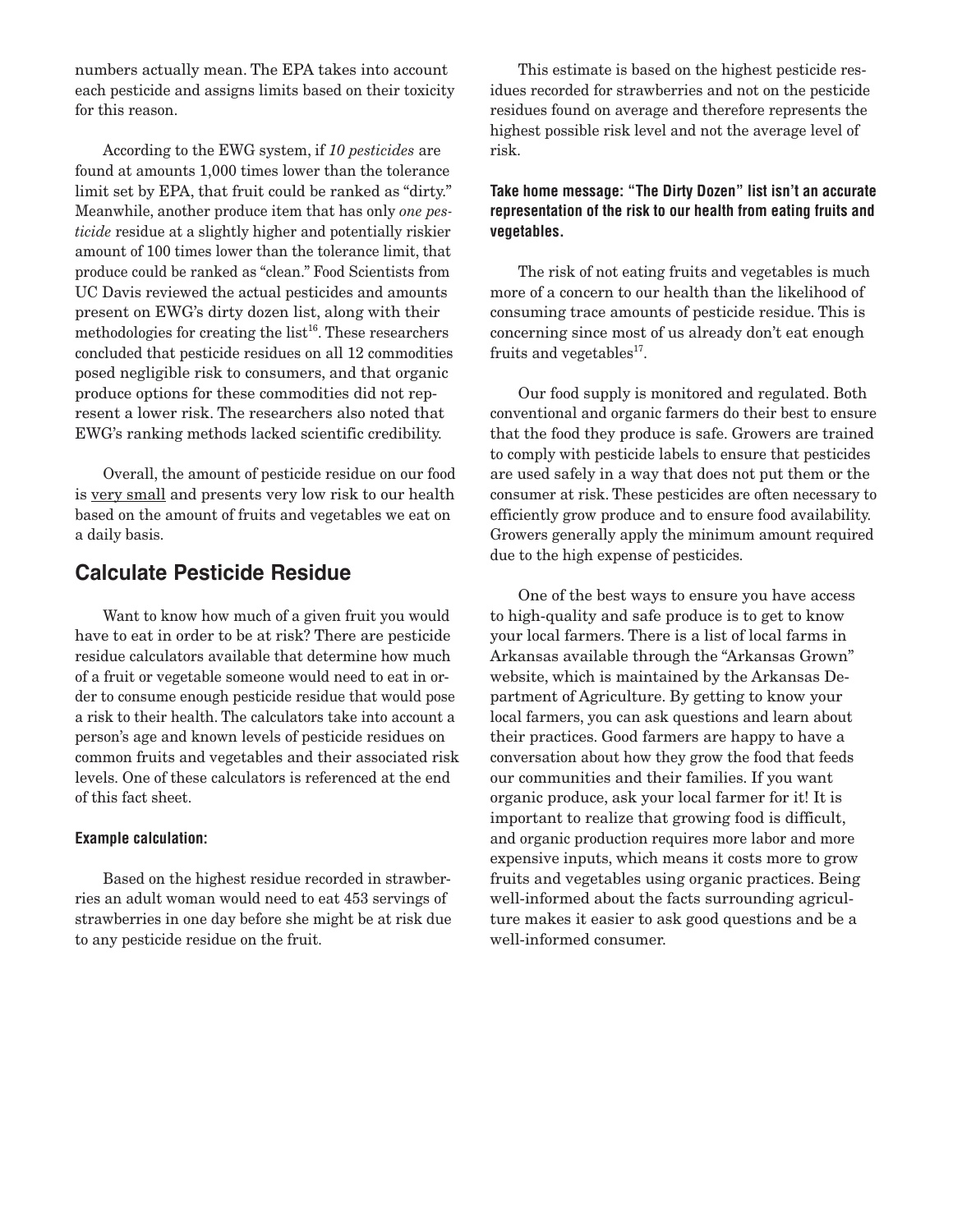numbers actually mean. The EPA takes into account each pesticide and assigns limits based on their toxicity for this reason.

According to the EWG system, if *10 pesticides* are found at amounts 1,000 times lower than the tolerance limit set by EPA, that fruit could be ranked as "dirty." Meanwhile, another produce item that has only *one pesticide* residue at a slightly higher and potentially riskier amount of 100 times lower than the tolerance limit, that produce could be ranked as "clean." Food Scientists from UC Davis reviewed the actual pesticides and amounts present on EWG's dirty dozen list, along with their methodologies for creating the list[16]. These researchers concluded that pesticide residues on all 12 commodities posed negligible risk to consumers, and that organic produce options for these commodities did not represent a lower risk. The researchers also noted that EWG's ranking methods lacked scientific credibility.

Overall, the amount of pesticide residue on our food is <u>very small</u> and presents very low risk to our health based on the amount of fruits and vegetables we eat on a daily basis.

## Calculate Pesticide Residue

Want to know how much of a given fruit you would have to eat in order to be at risk? There are pesticide residue calculators available that determine how much of a fruit or vegetable someone would need to eat in order to consume enough pesticide residue that would pose a risk to their health. The calculators take into account a person's age and known levels of pesticide residues on common fruits and vegetables and their associated risk levels. One of these calculators is referenced at the end of this fact sheet.

#### Example calculation:

Based on the highest residue recorded in strawberries an adult woman would need to eat 453 servings of strawberries in one day before she might be at risk due to any pesticide residue on the fruit.

This estimate is based on the highest pesticide residues recorded for strawberries and not on the pesticide residues found on average and therefore represents the highest possible risk level and not the average level of risk.

#### Take home message: "The Dirty Dozen" list isn't an accurate representation of the risk to our health from eating fruits and vegetables.

The risk of not eating fruits and vegetables is much more of a concern to our health than the likelihood of consuming trace amounts of pesticide residue. This is concerning since most of us already don't eat enough fruits and vegetables[17].

Our food supply is monitored and regulated. Both conventional and organic farmers do their best to ensure that the food they produce is safe. Growers are trained to comply with pesticide labels to ensure that pesticides are used safely in a way that does not put them or the consumer at risk. These pesticides are often necessary to efficiently grow produce and to ensure food availability. Growers generally apply the minimum amount required due to the high expense of pesticides.

One of the best ways to ensure you have access to high-quality and safe produce is to get to know your local farmers. There is a list of local farms in Arkansas available through the "Arkansas Grown" website, which is maintained by the Arkansas Department of Agriculture. By getting to know your local farmers, you can ask questions and learn about their practices. Good farmers are happy to have a conversation about how they grow the food that feeds our communities and their families. If you want organic produce, ask your local farmer for it! It is important to realize that growing food is difficult, and organic production requires more labor and more expensive inputs, which means it costs more to grow fruits and vegetables using organic practices. Being well-informed about the facts surrounding agriculture makes it easier to ask good questions and be a well-informed consumer.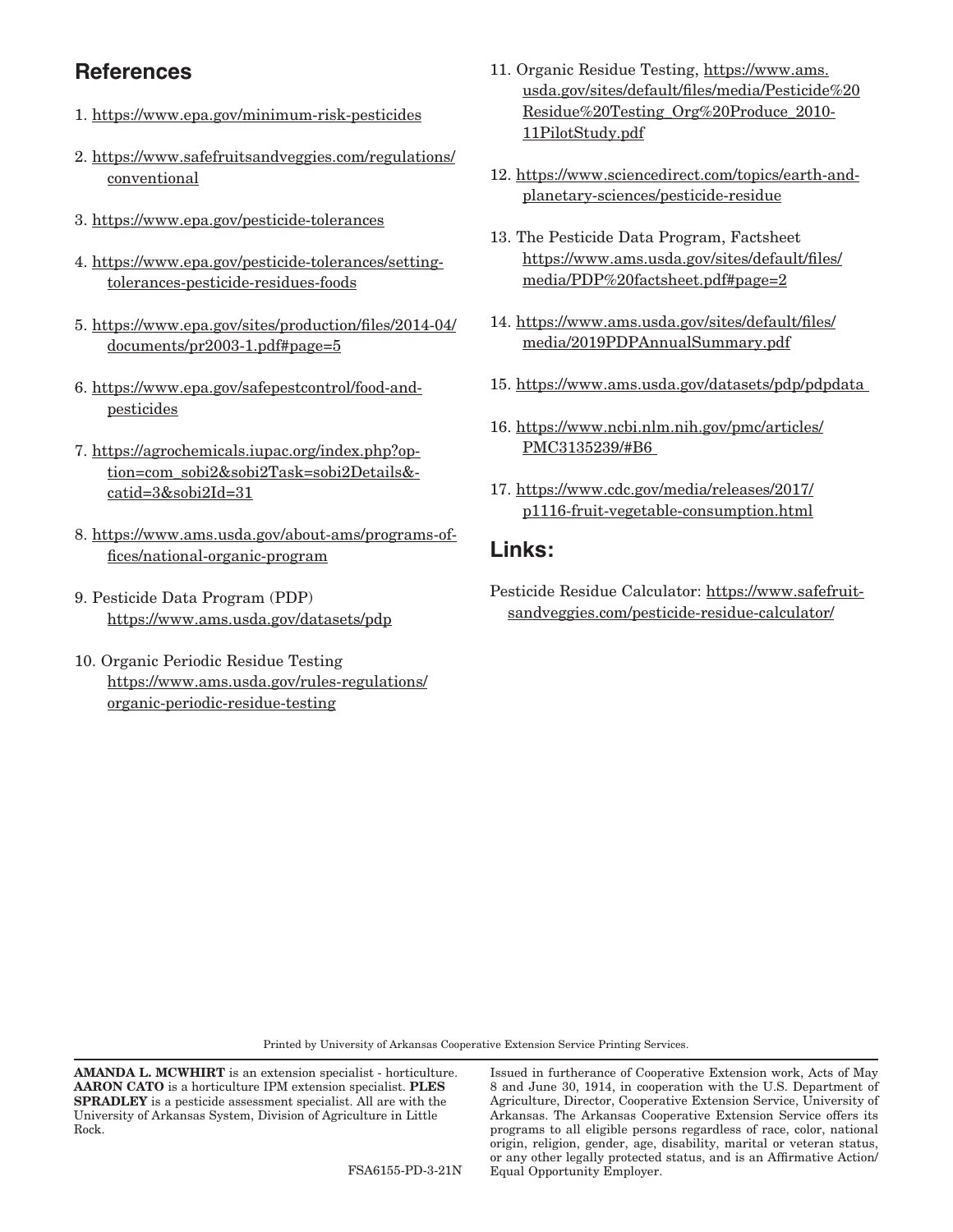## References

1. https://www.epa.gov/minimum-risk-pesticides
2. https://www.safefruitsandveggies.com/regulations/conventional
3. https://www.epa.gov/pesticide-tolerances
4. https://www.epa.gov/pesticide-tolerances/setting-tolerances-pesticide-residues-foods
5. https://www.epa.gov/sites/production/files/2014-04/documents/pr2003-1.pdf#page=5
6. https://www.epa.gov/safepestcontrol/food-and-pesticides
7. https://agrochemicals.iupac.org/index.php?option=com_sobi2&sobi2Task=sobi2Details&catid=3&sobi2Id=31
8. https://www.ams.usda.gov/about-ams/programs-offices/national-organic-program
9. Pesticide Data Program (PDP) https://www.ams.usda.gov/datasets/pdp
10. Organic Periodic Residue Testing https://www.ams.usda.gov/rules-regulations/organic-periodic-residue-testing
11. Organic Residue Testing, https://www.ams.usda.gov/sites/default/files/media/Pesticide%20Residue%20Testing_Org%20Produce_2010-11PilotStudy.pdf
12. https://www.sciencedirect.com/topics/earth-and-planetary-sciences/pesticide-residue
13. The Pesticide Data Program, Factsheet https://www.ams.usda.gov/sites/default/files/media/PDP%20factsheet.pdf#page=2
14. https://www.ams.usda.gov/sites/default/files/media/2019PDPAnnualSummary.pdf
15. https://www.ams.usda.gov/datasets/pdp/pdpdata
16. https://www.ncbi.nlm.nih.gov/pmc/articles/PMC3135239/#B6
17. https://www.cdc.gov/media/releases/2017/p1116-fruit-vegetable-consumption.html

## Links:

Pesticide Residue Calculator: https://www.safefruitsandveggies.com/pesticide-residue-calculator/

Printed by University of Arkansas Cooperative Extension Service Printing Services.

**AMANDA L. MCWHIRT** is an extension specialist - horticulture. **AARON CATO** is a horticulture IPM extension specialist. **PLES SPRADLEY** is a pesticide assessment specialist. All are with the University of Arkansas System, Division of Agriculture in Little Rock.

FSA6155-PD-3-21N

Issued in furtherance of Cooperative Extension work, Acts of May 8 and June 30, 1914, in cooperation with the U.S. Department of Agriculture, Director, Cooperative Extension Service, University of Arkansas. The Arkansas Cooperative Extension Service offers its programs to all eligible persons regardless of race, color, national origin, religion, gender, age, disability, marital or veteran status, or any other legally protected status, and is an Affirmative Action/Equal Opportunity Employer.